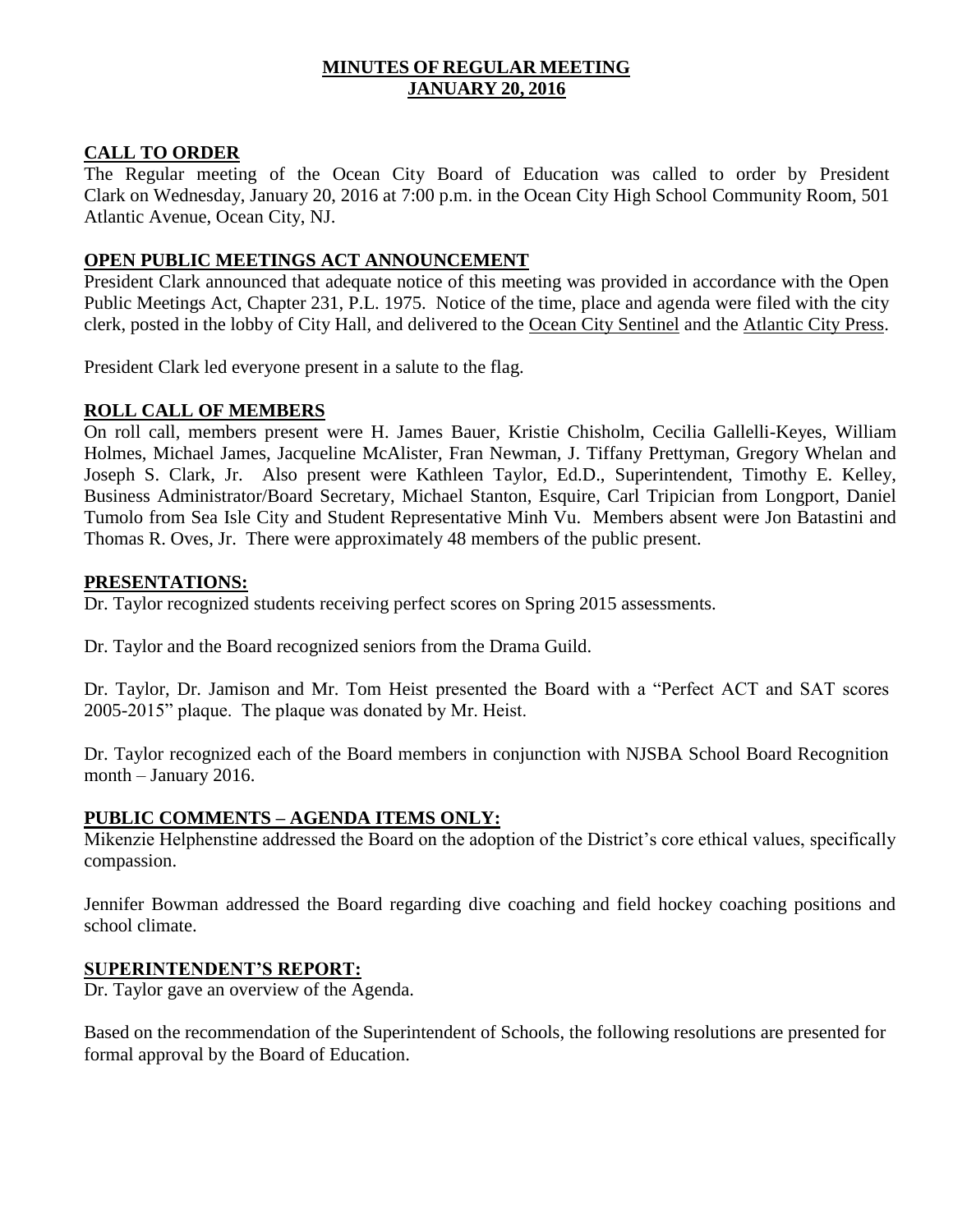# MINUTES OF REGULAR MEETING
## JANUARY 20, 2016

### CALL TO ORDER

The Regular meeting of the Ocean City Board of Education was called to order by President Clark on Wednesday, January 20, 2016 at 7:00 p.m. in the Ocean City High School Community Room, 501 Atlantic Avenue, Ocean City, NJ.

### OPEN PUBLIC MEETINGS ACT ANNOUNCEMENT

President Clark announced that adequate notice of this meeting was provided in accordance with the Open Public Meetings Act, Chapter 231, P.L. 1975. Notice of the time, place and agenda were filed with the city clerk, posted in the lobby of City Hall, and delivered to the Ocean City Sentinel and the Atlantic City Press.

President Clark led everyone present in a salute to the flag.

### ROLL CALL OF MEMBERS

On roll call, members present were H. James Bauer, Kristie Chisholm, Cecilia Gallelli-Keyes, William Holmes, Michael James, Jacqueline McAlister, Fran Newman, J. Tiffany Prettyman, Gregory Whelan and Joseph S. Clark, Jr. Also present were Kathleen Taylor, Ed.D., Superintendent, Timothy E. Kelley, Business Administrator/Board Secretary, Michael Stanton, Esquire, Carl Tripician from Longport, Daniel Tumolo from Sea Isle City and Student Representative Minh Vu. Members absent were Jon Batastini and Thomas R. Oves, Jr. There were approximately 48 members of the public present.

### PRESENTATIONS:

Dr. Taylor recognized students receiving perfect scores on Spring 2015 assessments.

Dr. Taylor and the Board recognized seniors from the Drama Guild.

Dr. Taylor, Dr. Jamison and Mr. Tom Heist presented the Board with a "Perfect ACT and SAT scores 2005-2015" plaque. The plaque was donated by Mr. Heist.

Dr. Taylor recognized each of the Board members in conjunction with NJSBA School Board Recognition month – January 2016.

### PUBLIC COMMENTS – AGENDA ITEMS ONLY:

Mikenzie Helphenstine addressed the Board on the adoption of the District's core ethical values, specifically compassion.

Jennifer Bowman addressed the Board regarding dive coaching and field hockey coaching positions and school climate.

### SUPERINTENDENT'S REPORT:

Dr. Taylor gave an overview of the Agenda.

Based on the recommendation of the Superintendent of Schools, the following resolutions are presented for formal approval by the Board of Education.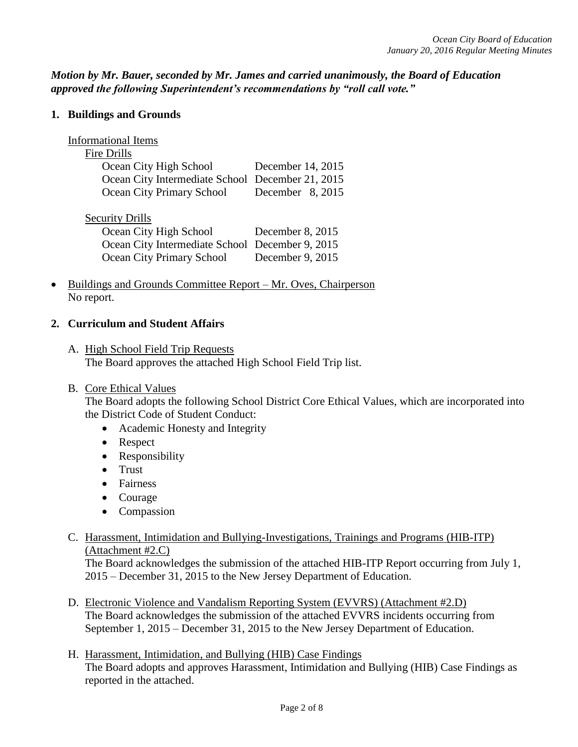***Motion by Mr. Bauer, seconded by Mr. James and carried unanimously, the Board of Education approved the following Superintendent's recommendations by "roll call vote."***

**1. Buildings and Grounds**

Informational Items

Fire Drills

| | |
|---|---|
| Ocean City High School | December 14, 2015 |
| Ocean City Intermediate School | December 21, 2015 |
| Ocean City Primary School | December 8, 2015 |

Security Drills

| | |
|---|---|
| Ocean City High School | December 8, 2015 |
| Ocean City Intermediate School | December 9, 2015 |
| Ocean City Primary School | December 9, 2015 |

- Buildings and Grounds Committee Report – Mr. Oves, Chairperson
  No report.

**2. Curriculum and Student Affairs**

A. High School Field Trip Requests
The Board approves the attached High School Field Trip list.

B. Core Ethical Values
The Board adopts the following School District Core Ethical Values, which are incorporated into the District Code of Student Conduct:
- Academic Honesty and Integrity
- Respect
- Responsibility
- Trust
- Fairness
- Courage
- Compassion

C. Harassment, Intimidation and Bullying-Investigations, Trainings and Programs (HIB-ITP) (Attachment #2.C)
The Board acknowledges the submission of the attached HIB-ITP Report occurring from July 1, 2015 – December 31, 2015 to the New Jersey Department of Education.

D. Electronic Violence and Vandalism Reporting System (EVVRS) (Attachment #2.D)
The Board acknowledges the submission of the attached EVVRS incidents occurring from September 1, 2015 – December 31, 2015 to the New Jersey Department of Education.

H. Harassment, Intimidation, and Bullying (HIB) Case Findings
The Board adopts and approves Harassment, Intimidation and Bullying (HIB) Case Findings as reported in the attached.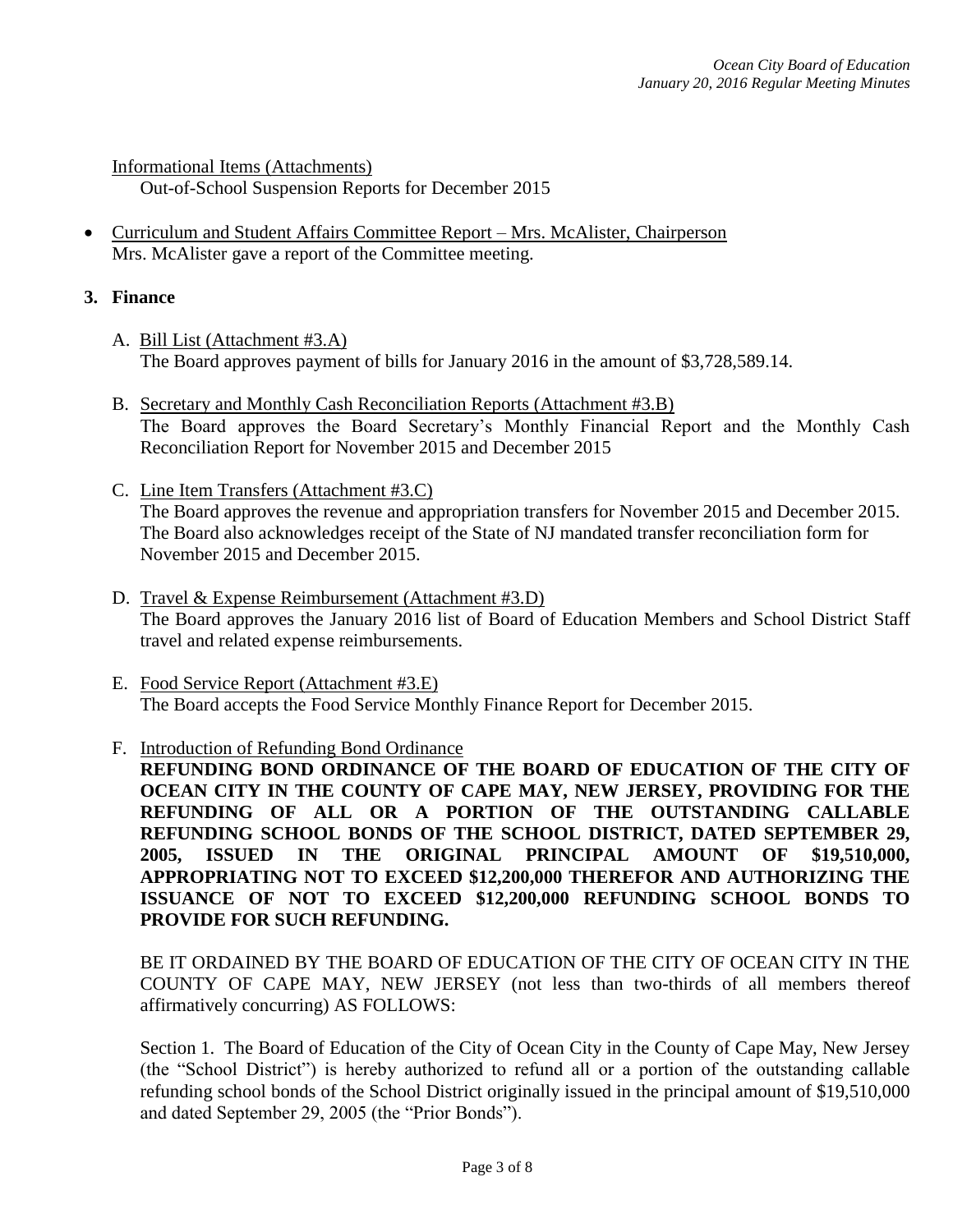Informational Items (Attachments)

Out-of-School Suspension Reports for December 2015

- Curriculum and Student Affairs Committee Report – Mrs. McAlister, Chairperson
  Mrs. McAlister gave a report of the Committee meeting.

**3. Finance**

A. Bill List (Attachment #3.A)
The Board approves payment of bills for January 2016 in the amount of $3,728,589.14.

B. Secretary and Monthly Cash Reconciliation Reports (Attachment #3.B)
The Board approves the Board Secretary's Monthly Financial Report and the Monthly Cash Reconciliation Report for November 2015 and December 2015

C. Line Item Transfers (Attachment #3.C)
The Board approves the revenue and appropriation transfers for November 2015 and December 2015. The Board also acknowledges receipt of the State of NJ mandated transfer reconciliation form for November 2015 and December 2015.

D. Travel & Expense Reimbursement (Attachment #3.D)
The Board approves the January 2016 list of Board of Education Members and School District Staff travel and related expense reimbursements.

E. Food Service Report (Attachment #3.E)
The Board accepts the Food Service Monthly Finance Report for December 2015.

F. Introduction of Refunding Bond Ordinance
**REFUNDING BOND ORDINANCE OF THE BOARD OF EDUCATION OF THE CITY OF OCEAN CITY IN THE COUNTY OF CAPE MAY, NEW JERSEY, PROVIDING FOR THE REFUNDING OF ALL OR A PORTION OF THE OUTSTANDING CALLABLE REFUNDING SCHOOL BONDS OF THE SCHOOL DISTRICT, DATED SEPTEMBER 29, 2005, ISSUED IN THE ORIGINAL PRINCIPAL AMOUNT OF $19,510,000, APPROPRIATING NOT TO EXCEED $12,200,000 THEREFOR AND AUTHORIZING THE ISSUANCE OF NOT TO EXCEED $12,200,000 REFUNDING SCHOOL BONDS TO PROVIDE FOR SUCH REFUNDING.**

BE IT ORDAINED BY THE BOARD OF EDUCATION OF THE CITY OF OCEAN CITY IN THE COUNTY OF CAPE MAY, NEW JERSEY (not less than two-thirds of all members thereof affirmatively concurring) AS FOLLOWS:

Section 1. The Board of Education of the City of Ocean City in the County of Cape May, New Jersey (the "School District") is hereby authorized to refund all or a portion of the outstanding callable refunding school bonds of the School District originally issued in the principal amount of $19,510,000 and dated September 29, 2005 (the "Prior Bonds").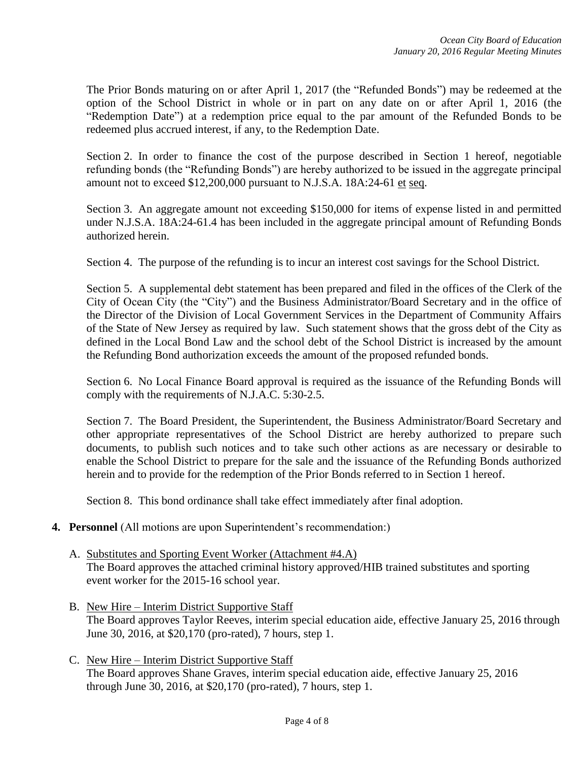The Prior Bonds maturing on or after April 1, 2017 (the "Refunded Bonds") may be redeemed at the option of the School District in whole or in part on any date on or after April 1, 2016 (the "Redemption Date") at a redemption price equal to the par amount of the Refunded Bonds to be redeemed plus accrued interest, if any, to the Redemption Date.

Section 2. In order to finance the cost of the purpose described in Section 1 hereof, negotiable refunding bonds (the "Refunding Bonds") are hereby authorized to be issued in the aggregate principal amount not to exceed $12,200,000 pursuant to N.J.S.A. 18A:24-61 et seq.

Section 3. An aggregate amount not exceeding $150,000 for items of expense listed in and permitted under N.J.S.A. 18A:24-61.4 has been included in the aggregate principal amount of Refunding Bonds authorized herein.

Section 4. The purpose of the refunding is to incur an interest cost savings for the School District.

Section 5. A supplemental debt statement has been prepared and filed in the offices of the Clerk of the City of Ocean City (the "City") and the Business Administrator/Board Secretary and in the office of the Director of the Division of Local Government Services in the Department of Community Affairs of the State of New Jersey as required by law. Such statement shows that the gross debt of the City as defined in the Local Bond Law and the school debt of the School District is increased by the amount the Refunding Bond authorization exceeds the amount of the proposed refunded bonds.

Section 6. No Local Finance Board approval is required as the issuance of the Refunding Bonds will comply with the requirements of N.J.A.C. 5:30-2.5.

Section 7. The Board President, the Superintendent, the Business Administrator/Board Secretary and other appropriate representatives of the School District are hereby authorized to prepare such documents, to publish such notices and to take such other actions as are necessary or desirable to enable the School District to prepare for the sale and the issuance of the Refunding Bonds authorized herein and to provide for the redemption of the Prior Bonds referred to in Section 1 hereof.

Section 8. This bond ordinance shall take effect immediately after final adoption.

4. **Personnel** (All motions are upon Superintendent's recommendation:)

   A. Substitutes and Sporting Event Worker (Attachment #4.A)
   The Board approves the attached criminal history approved/HIB trained substitutes and sporting event worker for the 2015-16 school year.

   B. New Hire – Interim District Supportive Staff
   The Board approves Taylor Reeves, interim special education aide, effective January 25, 2016 through June 30, 2016, at $20,170 (pro-rated), 7 hours, step 1.

   C. New Hire – Interim District Supportive Staff
   The Board approves Shane Graves, interim special education aide, effective January 25, 2016 through June 30, 2016, at $20,170 (pro-rated), 7 hours, step 1.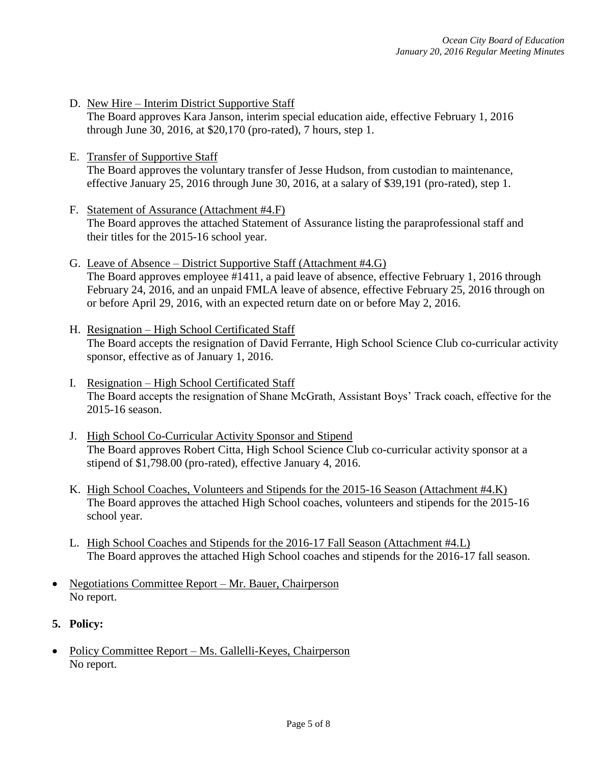D. New Hire – Interim District Supportive Staff
   The Board approves Kara Janson, interim special education aide, effective February 1, 2016 through June 30, 2016, at $20,170 (pro-rated), 7 hours, step 1.

E. Transfer of Supportive Staff
   The Board approves the voluntary transfer of Jesse Hudson, from custodian to maintenance, effective January 25, 2016 through June 30, 2016, at a salary of $39,191 (pro-rated), step 1.

F. Statement of Assurance (Attachment #4.F)
   The Board approves the attached Statement of Assurance listing the paraprofessional staff and their titles for the 2015-16 school year.

G. Leave of Absence – District Supportive Staff (Attachment #4.G)
   The Board approves employee #1411, a paid leave of absence, effective February 1, 2016 through February 24, 2016, and an unpaid FMLA leave of absence, effective February 25, 2016 through on or before April 29, 2016, with an expected return date on or before May 2, 2016.

H. Resignation – High School Certificated Staff
   The Board accepts the resignation of David Ferrante, High School Science Club co-curricular activity sponsor, effective as of January 1, 2016.

I. Resignation – High School Certificated Staff
   The Board accepts the resignation of Shane McGrath, Assistant Boys' Track coach, effective for the 2015-16 season.

J. High School Co-Curricular Activity Sponsor and Stipend
   The Board approves Robert Citta, High School Science Club co-curricular activity sponsor at a stipend of $1,798.00 (pro-rated), effective January 4, 2016.

K. High School Coaches, Volunteers and Stipends for the 2015-16 Season (Attachment #4.K)
   The Board approves the attached High School coaches, volunteers and stipends for the 2015-16 school year.

L. High School Coaches and Stipends for the 2016-17 Fall Season (Attachment #4.L)
   The Board approves the attached High School coaches and stipends for the 2016-17 fall season.

- Negotiations Committee Report – Mr. Bauer, Chairperson
  No report.

**5. Policy:**

- Policy Committee Report – Ms. Gallelli-Keyes, Chairperson
  No report.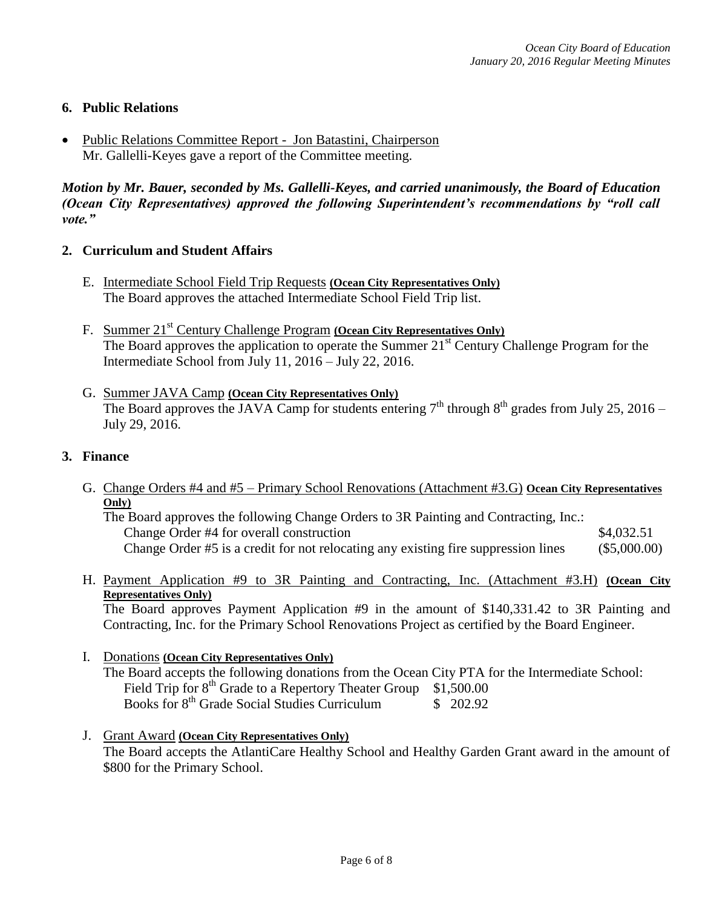## 6. Public Relations

- Public Relations Committee Report - Jon Batastini, Chairperson
  Mr. Gallelli-Keyes gave a report of the Committee meeting.

***Motion by Mr. Bauer, seconded by Ms. Gallelli-Keyes, and carried unanimously, the Board of Education (Ocean City Representatives) approved the following Superintendent's recommendations by "roll call vote."***

## 2. Curriculum and Student Affairs

E. Intermediate School Field Trip Requests **(Ocean City Representatives Only)**
The Board approves the attached Intermediate School Field Trip list.

F. Summer 21st Century Challenge Program **(Ocean City Representatives Only)**
The Board approves the application to operate the Summer 21st Century Challenge Program for the Intermediate School from July 11, 2016 – July 22, 2016.

G. Summer JAVA Camp **(Ocean City Representatives Only)**
The Board approves the JAVA Camp for students entering 7th through 8th grades from July 25, 2016 – July 29, 2016.

## 3. Finance

G. Change Orders #4 and #5 – Primary School Renovations (Attachment #3.G) **Ocean City Representatives Only)**
The Board approves the following Change Orders to 3R Painting and Contracting, Inc.:

| | |
|---|---|
| Change Order #4 for overall construction | $4,032.51 |
| Change Order #5 is a credit for not relocating any existing fire suppression lines | ($5,000.00) |

H. Payment Application #9 to 3R Painting and Contracting, Inc. (Attachment #3.H) **(Ocean City Representatives Only)**
The Board approves Payment Application #9 in the amount of $140,331.42 to 3R Painting and Contracting, Inc. for the Primary School Renovations Project as certified by the Board Engineer.

I. Donations **(Ocean City Representatives Only)**
The Board accepts the following donations from the Ocean City PTA for the Intermediate School:

| | |
|---|---|
| Field Trip for 8th Grade to a Repertory Theater Group | $1,500.00 |
| Books for 8th Grade Social Studies Curriculum | $ 202.92 |

J. Grant Award **(Ocean City Representatives Only)**
The Board accepts the AtlantiCare Healthy School and Healthy Garden Grant award in the amount of $800 for the Primary School.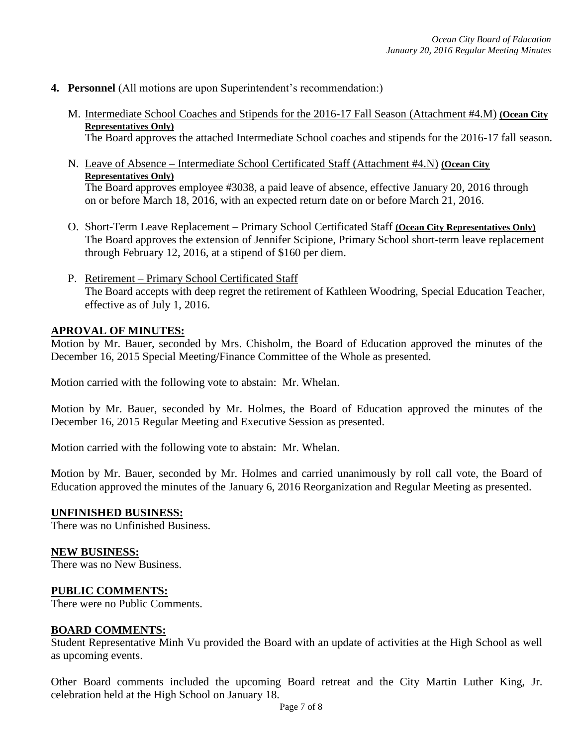4. **Personnel** (All motions are upon Superintendent's recommendation:)

   M. Intermediate School Coaches and Stipends for the 2016-17 Fall Season (Attachment #4.M) **(Ocean City Representatives Only)**
   The Board approves the attached Intermediate School coaches and stipends for the 2016-17 fall season.

   N. Leave of Absence – Intermediate School Certificated Staff (Attachment #4.N) **(Ocean City Representatives Only)**
   The Board approves employee #3038, a paid leave of absence, effective January 20, 2016 through on or before March 18, 2016, with an expected return date on or before March 21, 2016.

   O. Short-Term Leave Replacement – Primary School Certificated Staff **(Ocean City Representatives Only)**
   The Board approves the extension of Jennifer Scipione, Primary School short-term leave replacement through February 12, 2016, at a stipend of $160 per diem.

   P. Retirement – Primary School Certificated Staff
   The Board accepts with deep regret the retirement of Kathleen Woodring, Special Education Teacher, effective as of July 1, 2016.

**APROVAL OF MINUTES:**

Motion by Mr. Bauer, seconded by Mrs. Chisholm, the Board of Education approved the minutes of the December 16, 2015 Special Meeting/Finance Committee of the Whole as presented.

Motion carried with the following vote to abstain: Mr. Whelan.

Motion by Mr. Bauer, seconded by Mr. Holmes, the Board of Education approved the minutes of the December 16, 2015 Regular Meeting and Executive Session as presented.

Motion carried with the following vote to abstain: Mr. Whelan.

Motion by Mr. Bauer, seconded by Mr. Holmes and carried unanimously by roll call vote, the Board of Education approved the minutes of the January 6, 2016 Reorganization and Regular Meeting as presented.

**UNFINISHED BUSINESS:**

There was no Unfinished Business.

**NEW BUSINESS:**

There was no New Business.

**PUBLIC COMMENTS:**

There were no Public Comments.

**BOARD COMMENTS:**

Student Representative Minh Vu provided the Board with an update of activities at the High School as well as upcoming events.

Other Board comments included the upcoming Board retreat and the City Martin Luther King, Jr. celebration held at the High School on January 18.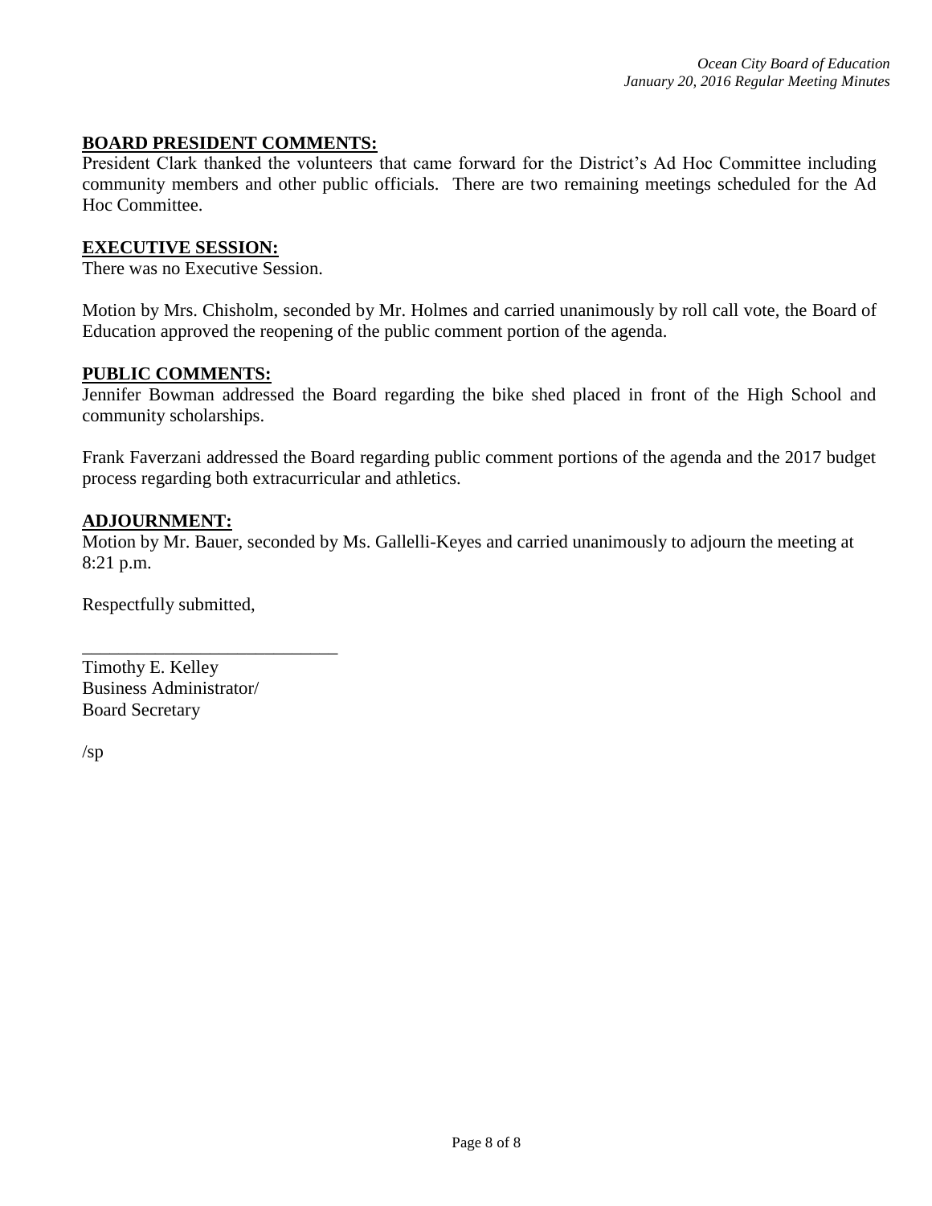**BOARD PRESIDENT COMMENTS:**
President Clark thanked the volunteers that came forward for the District's Ad Hoc Committee including community members and other public officials. There are two remaining meetings scheduled for the Ad Hoc Committee.

**EXECUTIVE SESSION:**
There was no Executive Session.

Motion by Mrs. Chisholm, seconded by Mr. Holmes and carried unanimously by roll call vote, the Board of Education approved the reopening of the public comment portion of the agenda.

**PUBLIC COMMENTS:**
Jennifer Bowman addressed the Board regarding the bike shed placed in front of the High School and community scholarships.

Frank Faverzani addressed the Board regarding public comment portions of the agenda and the 2017 budget process regarding both extracurricular and athletics.

**ADJOURNMENT:**
Motion by Mr. Bauer, seconded by Ms. Gallelli-Keyes and carried unanimously to adjourn the meeting at 8:21 p.m.

Respectfully submitted,

\_\_\_\_\_\_\_\_\_\_\_\_\_\_\_\_\_\_\_\_\_\_\_\_\_\_\_\_

Timothy E. Kelley
Business Administrator/
Board Secretary

/sp